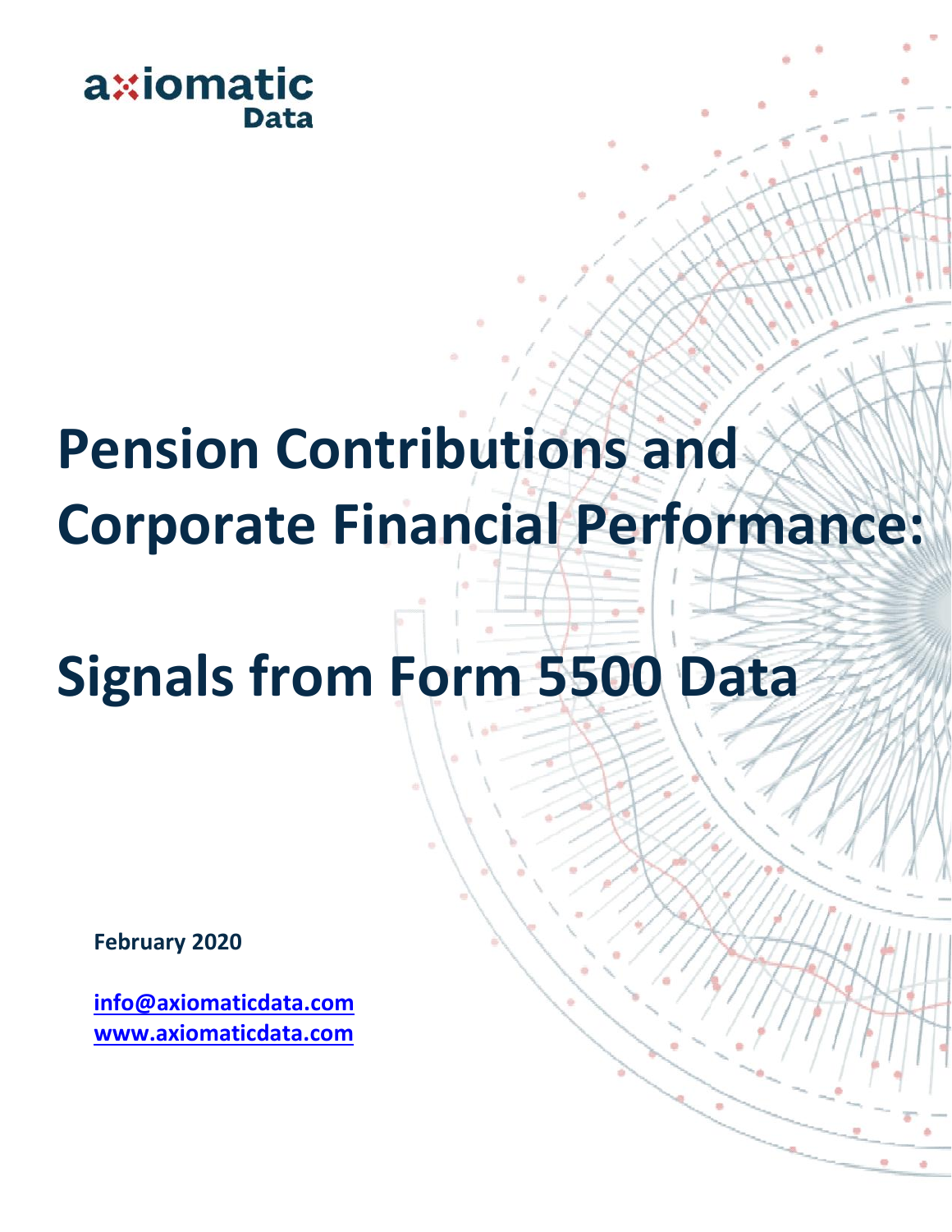axiomatic Data

# Pension Contributions and Corporate Financial Performance:

# Signals from Form 5500 Data

**February 2020**

**info@axiomaticdata.com**
**www.axiomaticdata.com**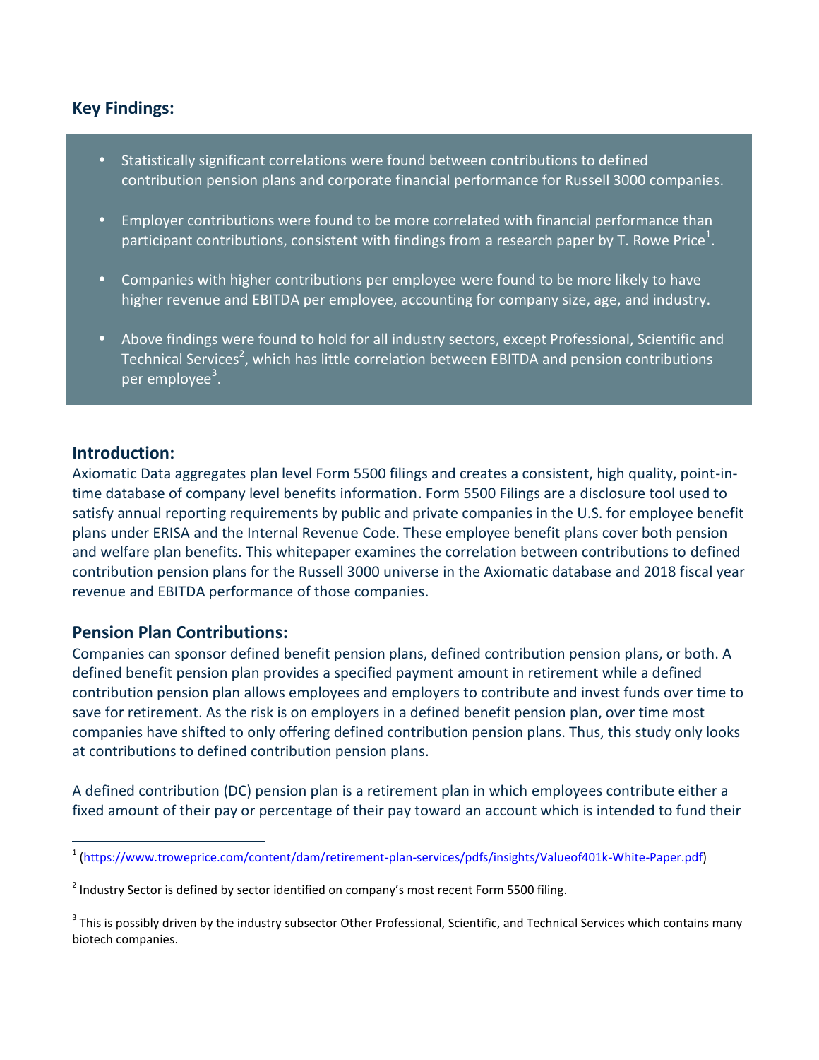## Key Findings:

- Statistically significant correlations were found between contributions to defined contribution pension plans and corporate financial performance for Russell 3000 companies.
- Employer contributions were found to be more correlated with financial performance than participant contributions, consistent with findings from a research paper by T. Rowe Price[1].
- Companies with higher contributions per employee were found to be more likely to have higher revenue and EBITDA per employee, accounting for company size, age, and industry.
- Above findings were found to hold for all industry sectors, except Professional, Scientific and Technical Services[2], which has little correlation between EBITDA and pension contributions per employee[3].

## Introduction:

Axiomatic Data aggregates plan level Form 5500 filings and creates a consistent, high quality, point-in-time database of company level benefits information. Form 5500 Filings are a disclosure tool used to satisfy annual reporting requirements by public and private companies in the U.S. for employee benefit plans under ERISA and the Internal Revenue Code. These employee benefit plans cover both pension and welfare plan benefits. This whitepaper examines the correlation between contributions to defined contribution pension plans for the Russell 3000 universe in the Axiomatic database and 2018 fiscal year revenue and EBITDA performance of those companies.

## Pension Plan Contributions:

Companies can sponsor defined benefit pension plans, defined contribution pension plans, or both. A defined benefit pension plan provides a specified payment amount in retirement while a defined contribution pension plan allows employees and employers to contribute and invest funds over time to save for retirement. As the risk is on employers in a defined benefit pension plan, over time most companies have shifted to only offering defined contribution pension plans. Thus, this study only looks at contributions to defined contribution pension plans.

A defined contribution (DC) pension plan is a retirement plan in which employees contribute either a fixed amount of their pay or percentage of their pay toward an account which is intended to fund their

---

[1] (https://www.troweprice.com/content/dam/retirement-plan-services/pdfs/insights/Valueof401k-White-Paper.pdf)

[2] Industry Sector is defined by sector identified on company's most recent Form 5500 filing.

[3] This is possibly driven by the industry subsector Other Professional, Scientific, and Technical Services which contains many biotech companies.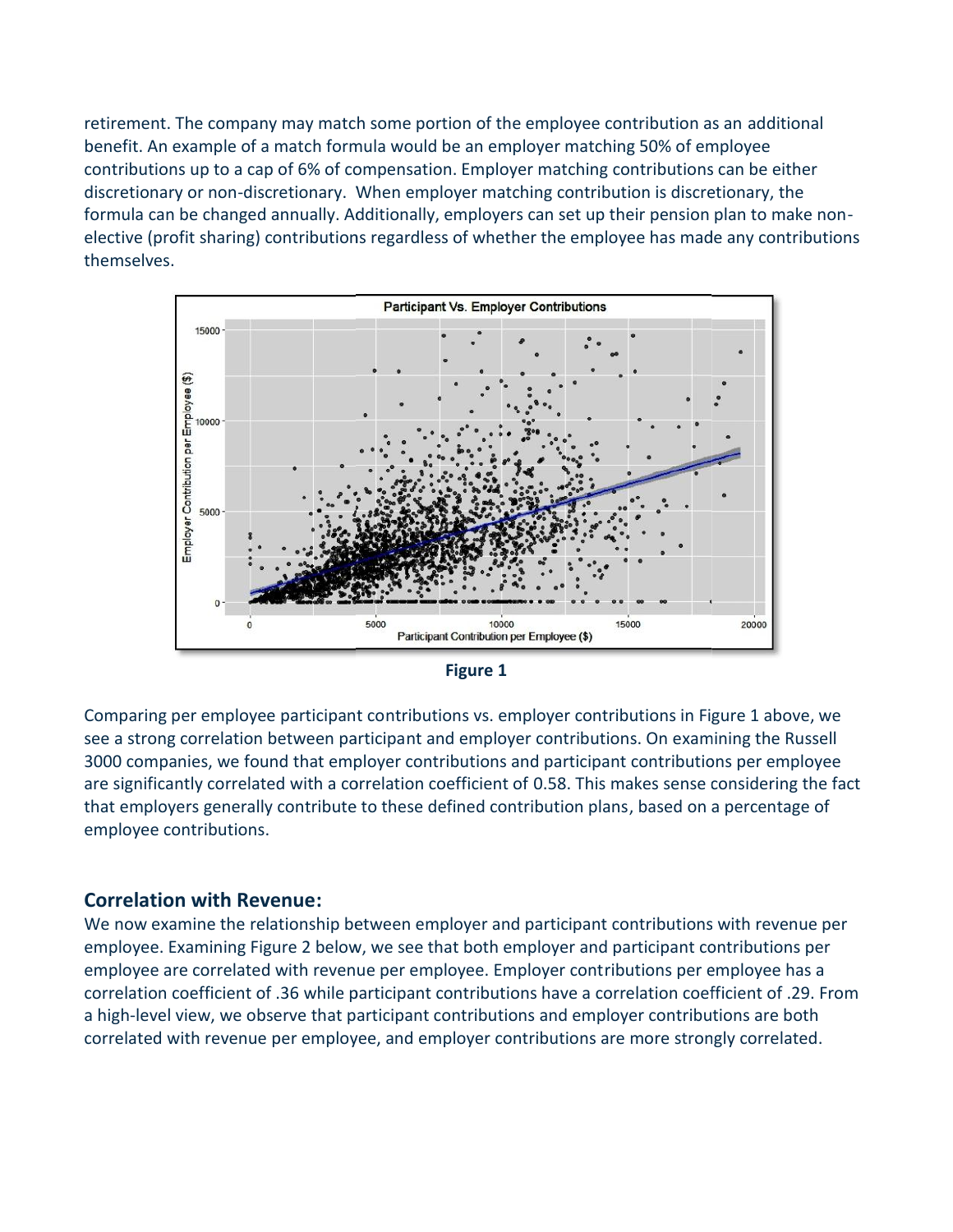retirement. The company may match some portion of the employee contribution as an additional benefit. An example of a match formula would be an employer matching 50% of employee contributions up to a cap of 6% of compensation. Employer matching contributions can be either discretionary or non-discretionary. When employer matching contribution is discretionary, the formula can be changed annually. Additionally, employers can set up their pension plan to make non-elective (profit sharing) contributions regardless of whether the employee has made any contributions themselves.

**Figure 1**

Comparing per employee participant contributions vs. employer contributions in Figure 1 above, we see a strong correlation between participant and employer contributions. On examining the Russell 3000 companies, we found that employer contributions and participant contributions per employee are significantly correlated with a correlation coefficient of 0.58. This makes sense considering the fact that employers generally contribute to these defined contribution plans, based on a percentage of employee contributions.

## Correlation with Revenue:

We now examine the relationship between employer and participant contributions with revenue per employee. Examining Figure 2 below, we see that both employer and participant contributions per employee are correlated with revenue per employee. Employer contributions per employee has a correlation coefficient of .36 while participant contributions have a correlation coefficient of .29. From a high-level view, we observe that participant contributions and employer contributions are both correlated with revenue per employee, and employer contributions are more strongly correlated.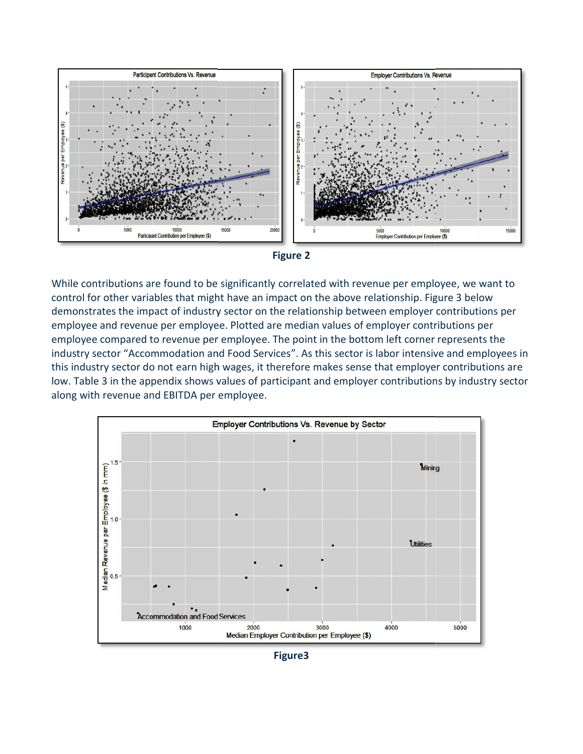Figure 2

While contributions are found to be significantly correlated with revenue per employee, we want to control for other variables that might have an impact on the above relationship. Figure 3 below demonstrates the impact of industry sector on the relationship between employer contributions per employee and revenue per employee. Plotted are median values of employer contributions per employee compared to revenue per employee. The point in the bottom left corner represents the industry sector "Accommodation and Food Services". As this sector is labor intensive and employees in this industry sector do not earn high wages, it therefore makes sense that employer contributions are low. Table 3 in the appendix shows values of participant and employer contributions by industry sector along with revenue and EBITDA per employee.

Figure3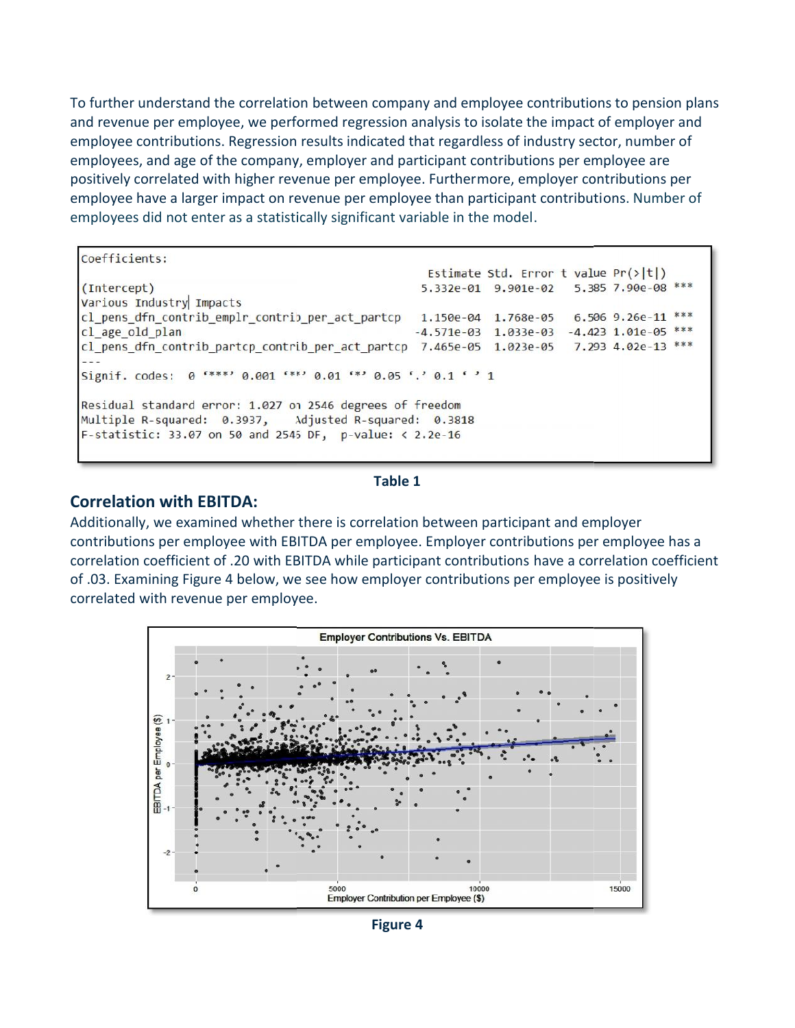To further understand the correlation between company and employee contributions to pension plans and revenue per employee, we performed regression analysis to isolate the impact of employer and employee contributions. Regression results indicated that regardless of industry sector, number of employees, and age of the company, employer and participant contributions per employee are positively correlated with higher revenue per employee. Furthermore, employer contributions per employee have a larger impact on revenue per employee than participant contributions. Number of employees did not enter as a statistically significant variable in the model.

```
Coefficients:
                                                  Estimate Std. Error t value Pr(>|t|)
(Intercept)                                      5.332e-01  9.901e-02   5.385 7.90e-08 ***
Various Industry Impacts
cl_pens_dfn_contrib_emplr_contrib_per_act_partcp 1.150e-04  1.768e-05   6.506 9.26e-11 ***
cl_age_old_plan                                 -4.571e-03  1.033e-03  -4.423 1.01e-05 ***
cl_pens_dfn_contrib_partcp_contrib_per_act_partcp 7.465e-05 1.023e-05   7.293 4.02e-13 ***
---
Signif. codes:  0 '***' 0.001 '**' 0.01 '*' 0.05 '.' 0.1 ' ' 1

Residual standard error: 1.027 on 2546 degrees of freedom
Multiple R-squared:  0.3937,    Adjusted R-squared:  0.3818
F-statistic: 33.07 on 50 and 2545 DF,  p-value: < 2.2e-16
```

**Table 1**

## Correlation with EBITDA:

Additionally, we examined whether there is correlation between participant and employer contributions per employee with EBITDA per employee. Employer contributions per employee has a correlation coefficient of .20 with EBITDA while participant contributions have a correlation coefficient of .03. Examining Figure 4 below, we see how employer contributions per employee is positively correlated with revenue per employee.

**Figure 4**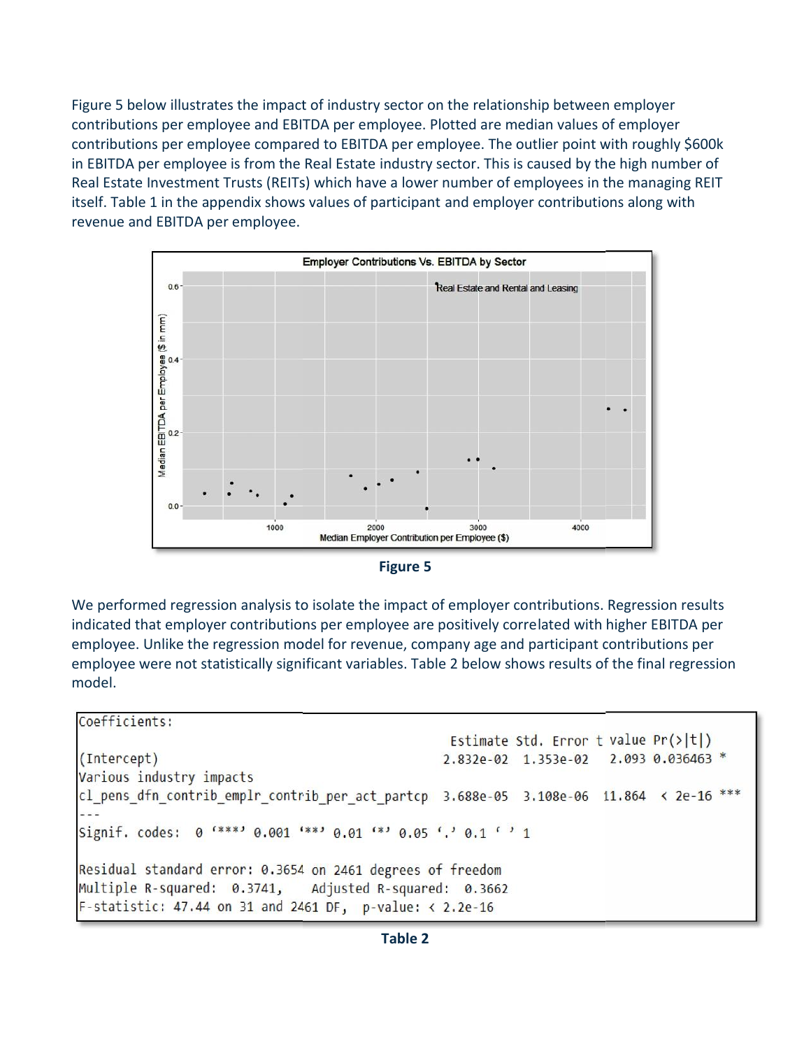Figure 5 below illustrates the impact of industry sector on the relationship between employer contributions per employee and EBITDA per employee. Plotted are median values of employer contributions per employee compared to EBITDA per employee. The outlier point with roughly $600k in EBITDA per employee is from the Real Estate industry sector. This is caused by the high number of Real Estate Investment Trusts (REITs) which have a lower number of employees in the managing REIT itself. Table 1 in the appendix shows values of participant and employer contributions along with revenue and EBITDA per employee.

**Figure 5**

We performed regression analysis to isolate the impact of employer contributions. Regression results indicated that employer contributions per employee are positively correlated with higher EBITDA per employee. Unlike the regression model for revenue, company age and participant contributions per employee were not statistically significant variables. Table 2 below shows results of the final regression model.

```
Coefficients:
                                          Estimate Std. Error t value Pr(>|t|)
(Intercept)                              2.832e-02  1.353e-02   2.093 0.036463 *
Various industry impacts
cl_pens_dfn_contrib_emplr_contrib_per_act_partcp  3.688e-05  3.108e-06  11.864  < 2e-16 ***
---
Signif. codes:  0 '***' 0.001 '**' 0.01 '*' 0.05 '.' 0.1 ' ' 1

Residual standard error: 0.3654 on 2461 degrees of freedom
Multiple R-squared:  0.3741,    Adjusted R-squared:  0.3662
F-statistic: 47.44 on 31 and 2461 DF,  p-value: < 2.2e-16
```

**Table 2**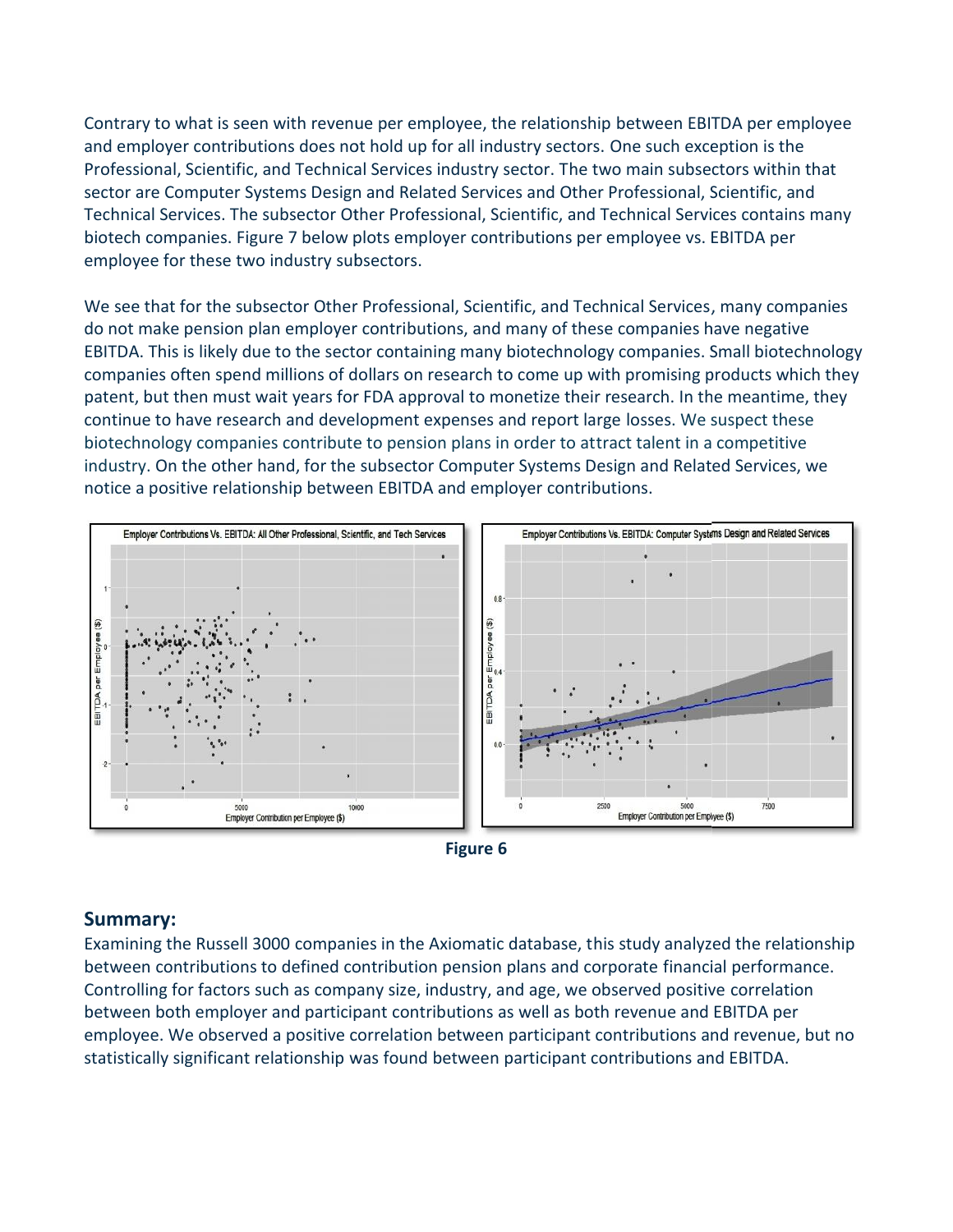Contrary to what is seen with revenue per employee, the relationship between EBITDA per employee and employer contributions does not hold up for all industry sectors. One such exception is the Professional, Scientific, and Technical Services industry sector. The two main subsectors within that sector are Computer Systems Design and Related Services and Other Professional, Scientific, and Technical Services. The subsector Other Professional, Scientific, and Technical Services contains many biotech companies. Figure 7 below plots employer contributions per employee vs. EBITDA per employee for these two industry subsectors.

We see that for the subsector Other Professional, Scientific, and Technical Services, many companies do not make pension plan employer contributions, and many of these companies have negative EBITDA. This is likely due to the sector containing many biotechnology companies. Small biotechnology companies often spend millions of dollars on research to come up with promising products which they patent, but then must wait years for FDA approval to monetize their research. In the meantime, they continue to have research and development expenses and report large losses. We suspect these biotechnology companies contribute to pension plans in order to attract talent in a competitive industry. On the other hand, for the subsector Computer Systems Design and Related Services, we notice a positive relationship between EBITDA and employer contributions.

**Figure 6**

## Summary:

Examining the Russell 3000 companies in the Axiomatic database, this study analyzed the relationship between contributions to defined contribution pension plans and corporate financial performance. Controlling for factors such as company size, industry, and age, we observed positive correlation between both employer and participant contributions as well as both revenue and EBITDA per employee. We observed a positive correlation between participant contributions and revenue, but no statistically significant relationship was found between participant contributions and EBITDA.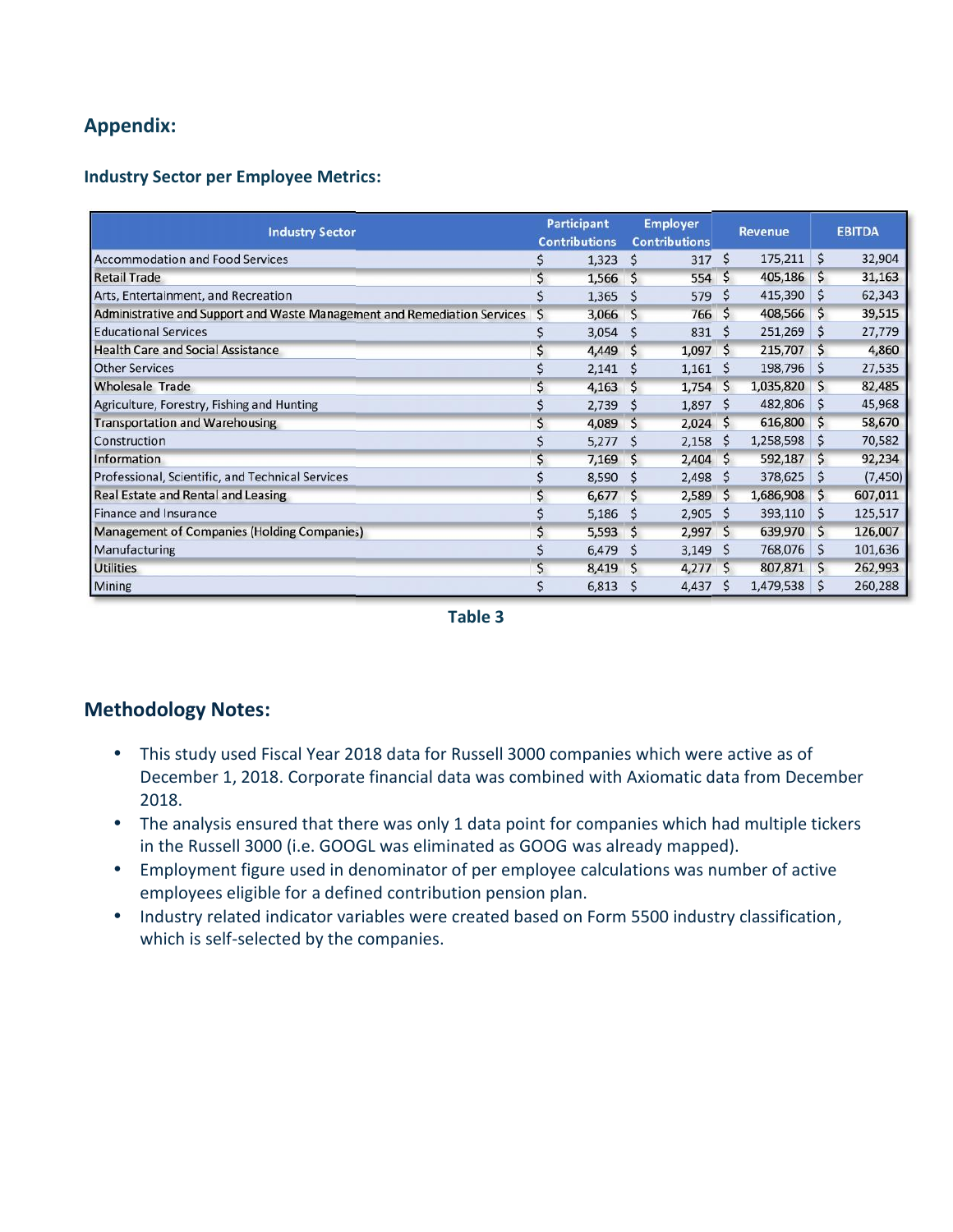## Appendix:

### Industry Sector per Employee Metrics:

| Industry Sector | Participant Contributions | Employer Contributions | Revenue | EBITDA |
|---|---|---|---|---|
| Accommodation and Food Services | $ 1,323 | $ 317 | $ 175,211 | $ 32,904 |
| Retail Trade | $ 1,566 | $ 554 | $ 405,186 | $ 31,163 |
| Arts, Entertainment, and Recreation | $ 1,365 | $ 579 | $ 415,390 | $ 62,343 |
| Administrative and Support and Waste Management and Remediation Services | $ 3,066 | $ 766 | $ 408,566 | $ 39,515 |
| Educational Services | $ 3,054 | $ 831 | $ 251,269 | $ 27,779 |
| Health Care and Social Assistance | $ 4,449 | $ 1,097 | $ 215,707 | $ 4,860 |
| Other Services | $ 2,141 | $ 1,161 | $ 198,796 | $ 27,535 |
| Wholesale Trade | $ 4,163 | $ 1,754 | $ 1,035,820 | $ 82,485 |
| Agriculture, Forestry, Fishing and Hunting | $ 2,739 | $ 1,897 | $ 482,806 | $ 45,968 |
| Transportation and Warehousing | $ 4,089 | $ 2,024 | $ 616,800 | $ 58,670 |
| Construction | $ 5,277 | $ 2,158 | $ 1,258,598 | $ 70,582 |
| Information | $ 7,169 | $ 2,404 | $ 592,187 | $ 92,234 |
| Professional, Scientific, and Technical Services | $ 8,590 | $ 2,498 | $ 378,625 | $ (7,450) |
| Real Estate and Rental and Leasing | $ 6,677 | $ 2,589 | $ 1,686,908 | $ 607,011 |
| Finance and Insurance | $ 5,186 | $ 2,905 | $ 393,110 | $ 125,517 |
| Management of Companies (Holding Companies) | $ 5,593 | $ 2,997 | $ 639,970 | $ 126,007 |
| Manufacturing | $ 6,479 | $ 3,149 | $ 768,076 | $ 101,636 |
| Utilities | $ 8,419 | $ 4,277 | $ 807,871 | $ 262,993 |
| Mining | $ 6,813 | $ 4,437 | $ 1,479,538 | $ 260,288 |

**Table 3**

## Methodology Notes:

- This study used Fiscal Year 2018 data for Russell 3000 companies which were active as of December 1, 2018. Corporate financial data was combined with Axiomatic data from December 2018.
- The analysis ensured that there was only 1 data point for companies which had multiple tickers in the Russell 3000 (i.e. GOOGL was eliminated as GOOG was already mapped).
- Employment figure used in denominator of per employee calculations was number of active employees eligible for a defined contribution pension plan.
- Industry related indicator variables were created based on Form 5500 industry classification, which is self-selected by the companies.